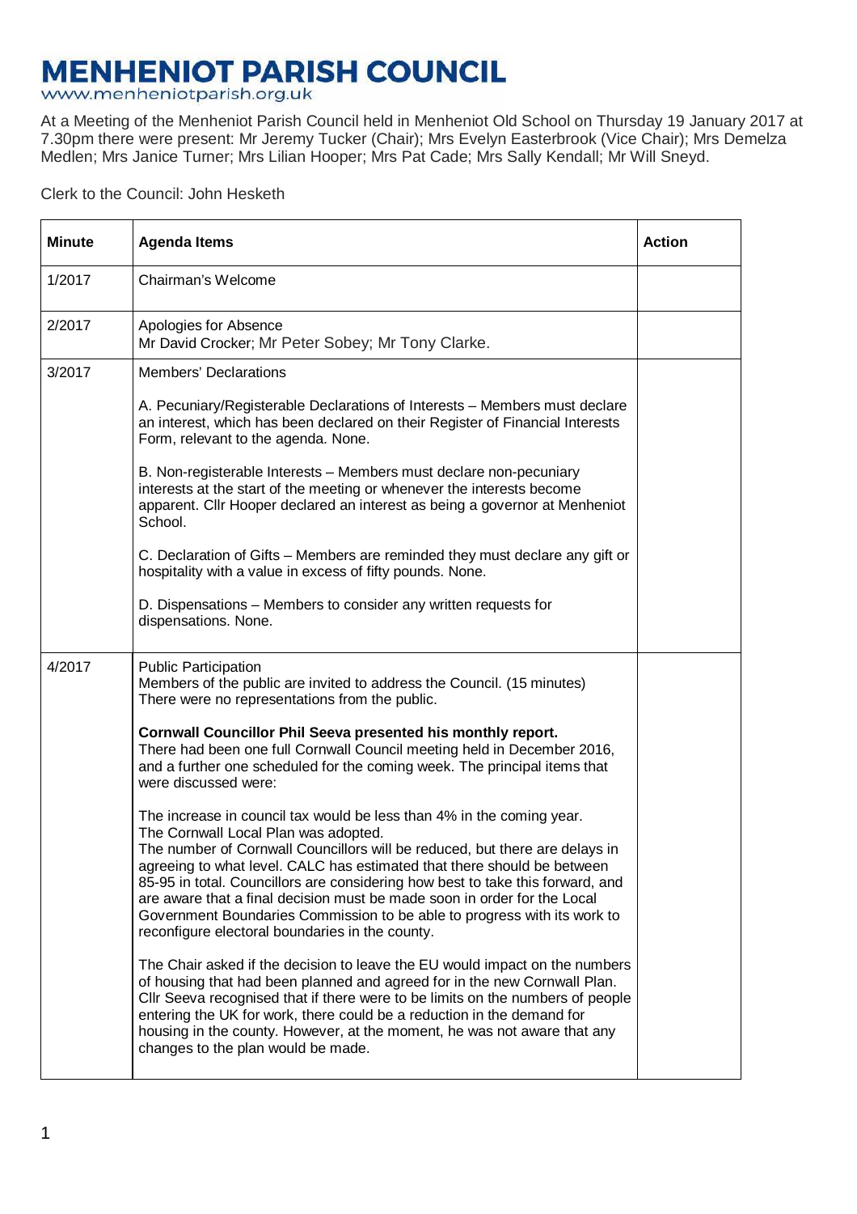# MENHENIOT PARISH COUNCIL

www.menheniotparish.org.uk

At a Meeting of the Menheniot Parish Council held in Menheniot Old School on Thursday 19 January 2017 at 7.30pm there were present: Mr Jeremy Tucker (Chair); Mrs Evelyn Easterbrook (Vice Chair); Mrs Demelza Medlen; Mrs Janice Turner; Mrs Lilian Hooper; Mrs Pat Cade; Mrs Sally Kendall; Mr Will Sneyd.

Clerk to the Council: John Hesketh

| Minute | Agenda Items | Action |
|---|---|---|
| 1/2017 | Chairman's Welcome | |
| 2/2017 | Apologies for Absence<br>Mr David Crocker; Mr Peter Sobey; Mr Tony Clarke. | |
| 3/2017 | Members' Declarations<br><br>A. Pecuniary/Registerable Declarations of Interests – Members must declare an interest, which has been declared on their Register of Financial Interests Form, relevant to the agenda. None.<br><br>B. Non-registerable Interests – Members must declare non-pecuniary interests at the start of the meeting or whenever the interests become apparent. Cllr Hooper declared an interest as being a governor at Menheniot School.<br><br>C. Declaration of Gifts – Members are reminded they must declare any gift or hospitality with a value in excess of fifty pounds. None.<br><br>D. Dispensations – Members to consider any written requests for dispensations. None. | |
| 4/2017 | Public Participation<br>Members of the public are invited to address the Council. (15 minutes)<br>There were no representations from the public.<br><br>**Cornwall Councillor Phil Seeva presented his monthly report.**<br>There had been one full Cornwall Council meeting held in December 2016, and a further one scheduled for the coming week. The principal items that were discussed were:<br><br>The increase in council tax would be less than 4% in the coming year.<br>The Cornwall Local Plan was adopted.<br>The number of Cornwall Councillors will be reduced, but there are delays in agreeing to what level. CALC has estimated that there should be between 85-95 in total. Councillors are considering how best to take this forward, and are aware that a final decision must be made soon in order for the Local Government Boundaries Commission to be able to progress with its work to reconfigure electoral boundaries in the county.<br><br>The Chair asked if the decision to leave the EU would impact on the numbers of housing that had been planned and agreed for in the new Cornwall Plan. Cllr Seeva recognised that if there were to be limits on the numbers of people entering the UK for work, there could be a reduction in the demand for housing in the county. However, at the moment, he was not aware that any changes to the plan would be made. | |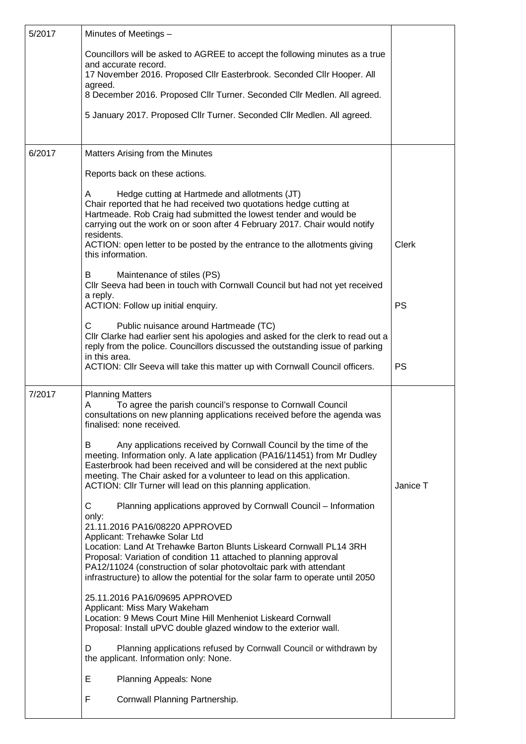| | | |
|---|---|---|
| 5/2017 | Minutes of Meetings –<br><br>Councillors will be asked to AGREE to accept the following minutes as a true and accurate record.<br>17 November 2016. Proposed Cllr Easterbrook. Seconded Cllr Hooper. All agreed.<br>8 December 2016. Proposed Cllr Turner. Seconded Cllr Medlen. All agreed.<br><br>5 January 2017. Proposed Cllr Turner. Seconded Cllr Medlen. All agreed. | |
| 6/2017 | Matters Arising from the Minutes<br><br>Reports back on these actions.<br><br>A Hedge cutting at Hartmede and allotments (JT)<br>Chair reported that he had received two quotations hedge cutting at Hartmeade. Rob Craig had submitted the lowest tender and would be carrying out the work on or soon after 4 February 2017. Chair would notify residents.<br>ACTION: open letter to be posted by the entrance to the allotments giving this information.<br><br>B Maintenance of stiles (PS)<br>Cllr Seeva had been in touch with Cornwall Council but had not yet received a reply.<br>ACTION: Follow up initial enquiry.<br><br>C Public nuisance around Hartmeade (TC)<br>Cllr Clarke had earlier sent his apologies and asked for the clerk to read out a reply from the police. Councillors discussed the outstanding issue of parking in this area.<br>ACTION: Cllr Seeva will take this matter up with Cornwall Council officers. | Clerk<br><br>PS<br><br>PS |
| 7/2017 | Planning Matters<br>A To agree the parish council's response to Cornwall Council consultations on new planning applications received before the agenda was finalised: none received.<br><br>B Any applications received by Cornwall Council by the time of the meeting. Information only. A late application (PA16/11451) from Mr Dudley Easterbrook had been received and will be considered at the next public meeting. The Chair asked for a volunteer to lead on this application.<br>ACTION: Cllr Turner will lead on this planning application.<br><br>C Planning applications approved by Cornwall Council – Information only:<br>21.11.2016 PA16/08220 APPROVED<br>Applicant: Trehawke Solar Ltd<br>Location: Land At Trehawke Barton Blunts Liskeard Cornwall PL14 3RH<br>Proposal: Variation of condition 11 attached to planning approval PA12/11024 (construction of solar photovoltaic park with attendant infrastructure) to allow the potential for the solar farm to operate until 2050<br><br>25.11.2016 PA16/09695 APPROVED<br>Applicant: Miss Mary Wakeham<br>Location: 9 Mews Court Mine Hill Menheniot Liskeard Cornwall<br>Proposal: Install uPVC double glazed window to the exterior wall.<br><br>D Planning applications refused by Cornwall Council or withdrawn by the applicant. Information only: None.<br><br>E Planning Appeals: None<br><br>F Cornwall Planning Partnership. | Janice T |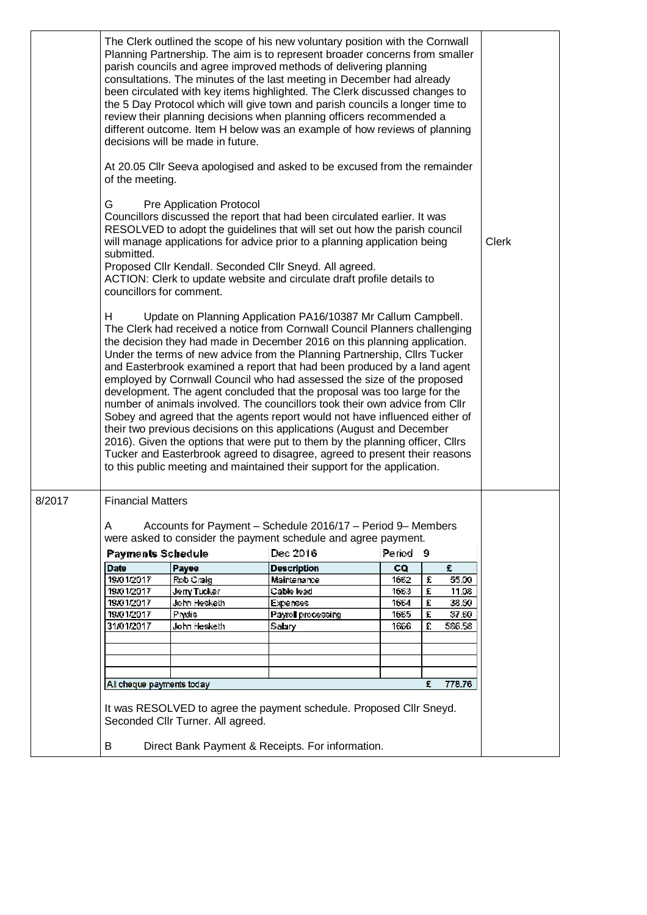| | | |
|---|---|---|
| | The Clerk outlined the scope of his new voluntary position with the Cornwall Planning Partnership. The aim is to represent broader concerns from smaller parish councils and agree improved methods of delivering planning consultations. The minutes of the last meeting in December had already been circulated with key items highlighted. The Clerk discussed changes to the 5 Day Protocol which will give town and parish councils a longer time to review their planning decisions when planning officers recommended a different outcome. Item H below was an example of how reviews of planning decisions will be made in future.<br><br>At 20.05 Cllr Seeva apologised and asked to be excused from the remainder of the meeting.<br><br>G Pre Application Protocol<br>Councillors discussed the report that had been circulated earlier. It was RESOLVED to adopt the guidelines that will set out how the parish council will manage applications for advice prior to a planning application being submitted.<br>Proposed Cllr Kendall. Seconded Cllr Sneyd. All agreed.<br>ACTION: Clerk to update website and circulate draft profile details to councillors for comment.<br><br>H Update on Planning Application PA16/10387 Mr Callum Campbell.<br>The Clerk had received a notice from Cornwall Council Planners challenging the decision they had made in December 2016 on this planning application. Under the terms of new advice from the Planning Partnership, Cllrs Tucker and Easterbrook examined a report that had been produced by a land agent employed by Cornwall Council who had assessed the size of the proposed development. The agent concluded that the proposal was too large for the number of animals involved. The councillors took their own advice from Cllr Sobey and agreed that the agents report would not have influenced either of their two previous decisions on this applications (August and December 2016). Given the options that were put to them by the planning officer, Cllrs Tucker and Easterbrook agreed to disagree, agreed to present their reasons to this public meeting and maintained their support for the application. | Clerk |
| 8/2017 | Financial Matters<br><br>A Accounts for Payment – Schedule 2016/17 – Period 9– Members were asked to consider the payment schedule and agree payment. | |

**Payments Schedule** — Dec 2016 — Period 9

| Date | Payee | Description | CQ | £ |
|---|---|---|---|---|
| 19/01/2017 | Rob Craig | Maintenance | 1662 | £ 55.00 |
| 19/01/2017 | Jerry Tucker | Cable lead | 1663 | £ 11.08 |
| 19/01/2017 | John Hesketh | Expenses | 1664 | £ 38.50 |
| 19/01/2017 | Prydis | Payroll processing | 1665 | £ 37.60 |
| 31/01/2017 | John Hesketh | Salary | 1666 | £ 586.58 |
| | | | | |
| | | | | |
| | | | | |
| | | | | |
| All cheque payments today | | | | £ 778.76 |

It was RESOLVED to agree the payment schedule. Proposed Cllr Sneyd. Seconded Cllr Turner. All agreed.

B Direct Bank Payment & Receipts. For information.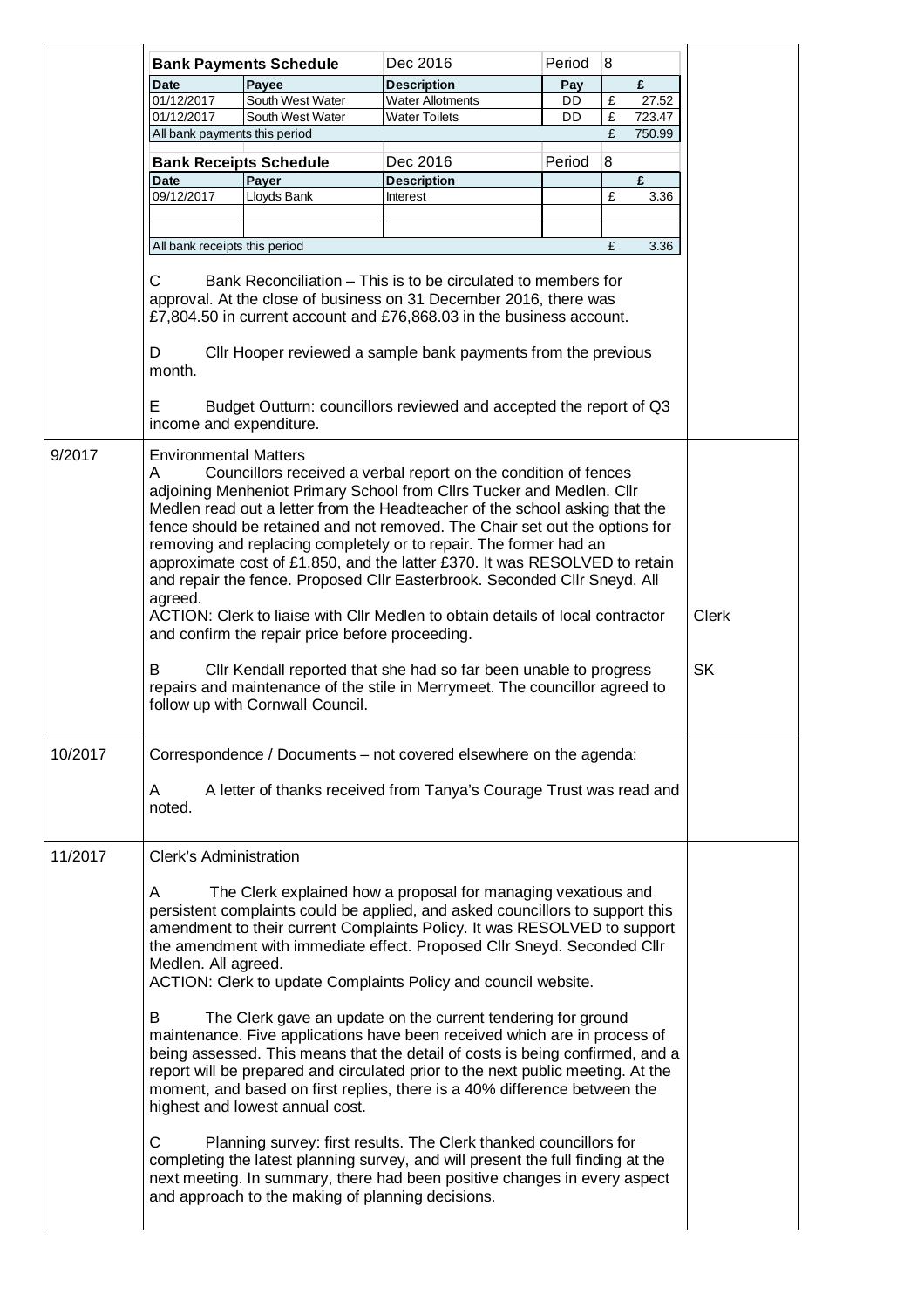| Bank Payments Schedule | | Dec 2016 | Period | 8 |
|---|---|---|---|---|
| Date | Payee | Description | Pay | £ |
| 01/12/2017 | South West Water | Water Allotments | DD | £ 27.52 |
| 01/12/2017 | South West Water | Water Toilets | DD | £ 723.47 |
| All bank payments this period | | | | £ 750.99 |

| Bank Receipts Schedule | | Dec 2016 | Period | 8 |
|---|---|---|---|---|
| Date | Payer | Description | | £ |
| 09/12/2017 | Lloyds Bank | Interest | | £ 3.36 |
| | | | | |
| | | | | |
| All bank receipts this period | | | | £ 3.36 |

C Bank Reconciliation – This is to be circulated to members for approval. At the close of business on 31 December 2016, there was £7,804.50 in current account and £76,868.03 in the business account.

D Cllr Hooper reviewed a sample bank payments from the previous month.

E Budget Outturn: councillors reviewed and accepted the report of Q3 income and expenditure.

| | | |
|---|---|---|
| 9/2017 | Environmental Matters<br>A Councillors received a verbal report on the condition of fences adjoining Menheniot Primary School from Cllrs Tucker and Medlen. Cllr Medlen read out a letter from the Headteacher of the school asking that the fence should be retained and not removed. The Chair set out the options for removing and replacing completely or to repair. The former had an approximate cost of £1,850, and the latter £370. It was RESOLVED to retain and repair the fence. Proposed Cllr Easterbrook. Seconded Cllr Sneyd. All agreed.<br>ACTION: Clerk to liaise with Cllr Medlen to obtain details of local contractor and confirm the repair price before proceeding.<br><br>B Cllr Kendall reported that she had so far been unable to progress repairs and maintenance of the stile in Merrymeet. The councillor agreed to follow up with Cornwall Council. | Clerk<br><br>SK |
| 10/2017 | Correspondence / Documents – not covered elsewhere on the agenda:<br><br>A A letter of thanks received from Tanya's Courage Trust was read and noted. | |
| 11/2017 | Clerk's Administration<br><br>A The Clerk explained how a proposal for managing vexatious and persistent complaints could be applied, and asked councillors to support this amendment to their current Complaints Policy. It was RESOLVED to support the amendment with immediate effect. Proposed Cllr Sneyd. Seconded Cllr Medlen. All agreed.<br>ACTION: Clerk to update Complaints Policy and council website.<br><br>B The Clerk gave an update on the current tendering for ground maintenance. Five applications have been received which are in process of being assessed. This means that the detail of costs is being confirmed, and a report will be prepared and circulated prior to the next public meeting. At the moment, and based on first replies, there is a 40% difference between the highest and lowest annual cost.<br><br>C Planning survey: first results. The Clerk thanked councillors for completing the latest planning survey, and will present the full finding at the next meeting. In summary, there had been positive changes in every aspect and approach to the making of planning decisions. | |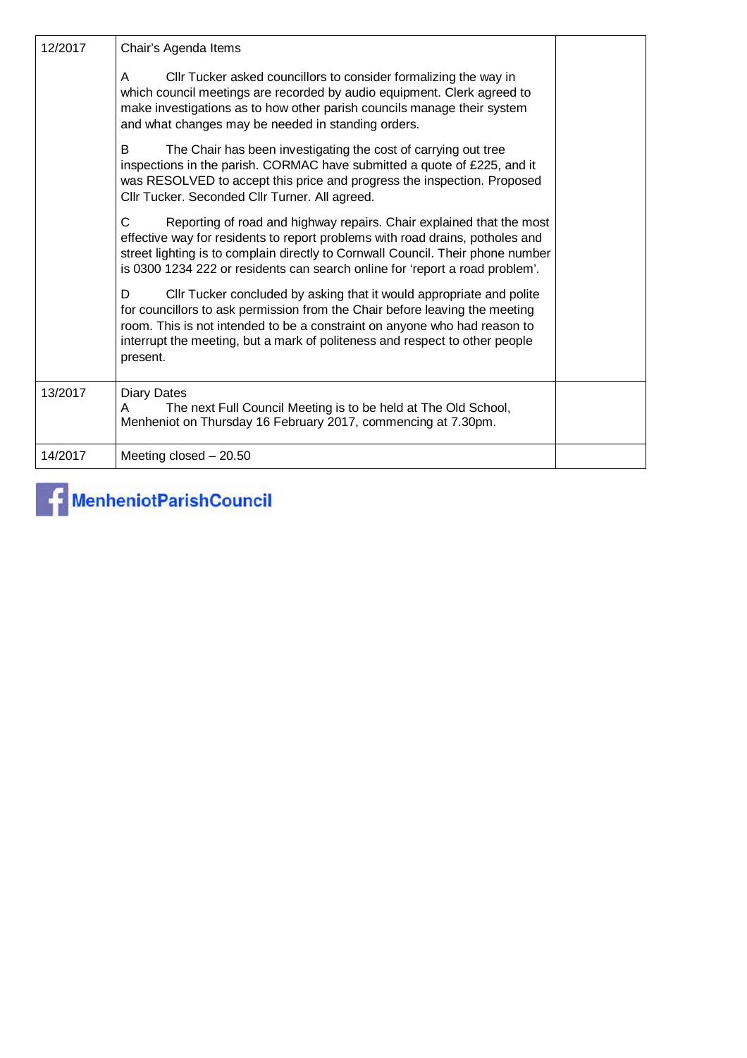| | | |
|---|---|---|
| 12/2017 | Chair's Agenda Items<br><br>A Cllr Tucker asked councillors to consider formalizing the way in which council meetings are recorded by audio equipment. Clerk agreed to make investigations as to how other parish councils manage their system and what changes may be needed in standing orders.<br><br>B The Chair has been investigating the cost of carrying out tree inspections in the parish. CORMAC have submitted a quote of £225, and it was RESOLVED to accept this price and progress the inspection. Proposed Cllr Tucker. Seconded Cllr Turner. All agreed.<br><br>C Reporting of road and highway repairs. Chair explained that the most effective way for residents to report problems with road drains, potholes and street lighting is to complain directly to Cornwall Council. Their phone number is 0300 1234 222 or residents can search online for 'report a road problem'.<br><br>D Cllr Tucker concluded by asking that it would appropriate and polite for councillors to ask permission from the Chair before leaving the meeting room. This is not intended to be a constraint on anyone who had reason to interrupt the meeting, but a mark of politeness and respect to other people present. | |
| 13/2017 | Diary Dates<br>A The next Full Council Meeting is to be held at The Old School, Menheniot on Thursday 16 February 2017, commencing at 7.30pm. | |
| 14/2017 | Meeting closed – 20.50 | |

MenheniotParishCouncil